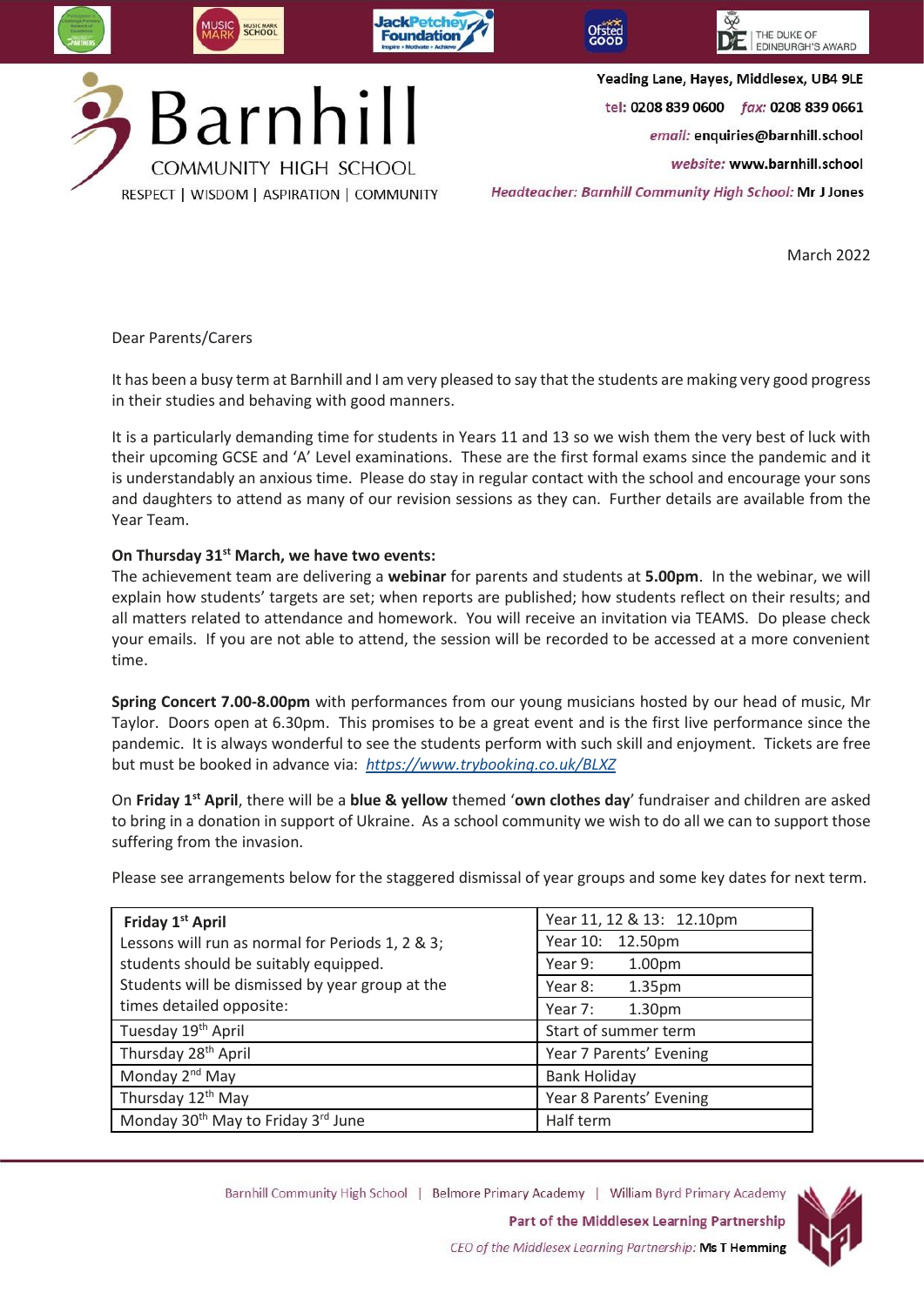# Barnhill

COMMUNITY HIGH SCHOOL

RESPECT | WISDOM | ASPIRATION | COMMUNITY

Yeading Lane, Hayes, Middlesex, UB4 9LE

*tel:* 0208 839 0600 *fax:* 0208 839 0661

*email:* enquiries@barnhill.school

*website:* www.barnhill.school

*Headteacher: Barnhill Community High School:* Mr J Jones

March 2022

Dear Parents/Carers

It has been a busy term at Barnhill and I am very pleased to say that the students are making very good progress in their studies and behaving with good manners.

It is a particularly demanding time for students in Years 11 and 13 so we wish them the very best of luck with their upcoming GCSE and 'A' Level examinations. These are the first formal exams since the pandemic and it is understandably an anxious time. Please do stay in regular contact with the school and encourage your sons and daughters to attend as many of our revision sessions as they can. Further details are available from the Year Team.

**On Thursday 31st March, we have two events:**

The achievement team are delivering a **webinar** for parents and students at **5.00pm**. In the webinar, we will explain how students' targets are set; when reports are published; how students reflect on their results; and all matters related to attendance and homework. You will receive an invitation via TEAMS. Do please check your emails. If you are not able to attend, the session will be recorded to be accessed at a more convenient time.

**Spring Concert 7.00-8.00pm** with performances from our young musicians hosted by our head of music, Mr Taylor. Doors open at 6.30pm. This promises to be a great event and is the first live performance since the pandemic. It is always wonderful to see the students perform with such skill and enjoyment. Tickets are free but must be booked in advance via: https://www.trybooking.co.uk/BLXZ

On **Friday 1st April**, there will be a **blue & yellow** themed '**own clothes day**' fundraiser and children are asked to bring in a donation in support of Ukraine. As a school community we wish to do all we can to support those suffering from the invasion.

Please see arrangements below for the staggered dismissal of year groups and some key dates for next term.

| | |
|---|---|
| **Friday 1st April**<br>Lessons will run as normal for Periods 1, 2 & 3; students should be suitably equipped.<br>Students will be dismissed by year group at the times detailed opposite: | Year 11, 12 & 13: 12.10pm<br>Year 10: 12.50pm<br>Year 9: 1.00pm<br>Year 8: 1.35pm<br>Year 7: 1.30pm |
| Tuesday 19th April | Start of summer term |
| Thursday 28th April | Year 7 Parents' Evening |
| Monday 2nd May | Bank Holiday |
| Thursday 12th May | Year 8 Parents' Evening |
| Monday 30th May to Friday 3rd June | Half term |

Barnhill Community High School | Belmore Primary Academy | William Byrd Primary Academy

**Part of the Middlesex Learning Partnership**

*CEO of the Middlesex Learning Partnership:* Ms T Hemming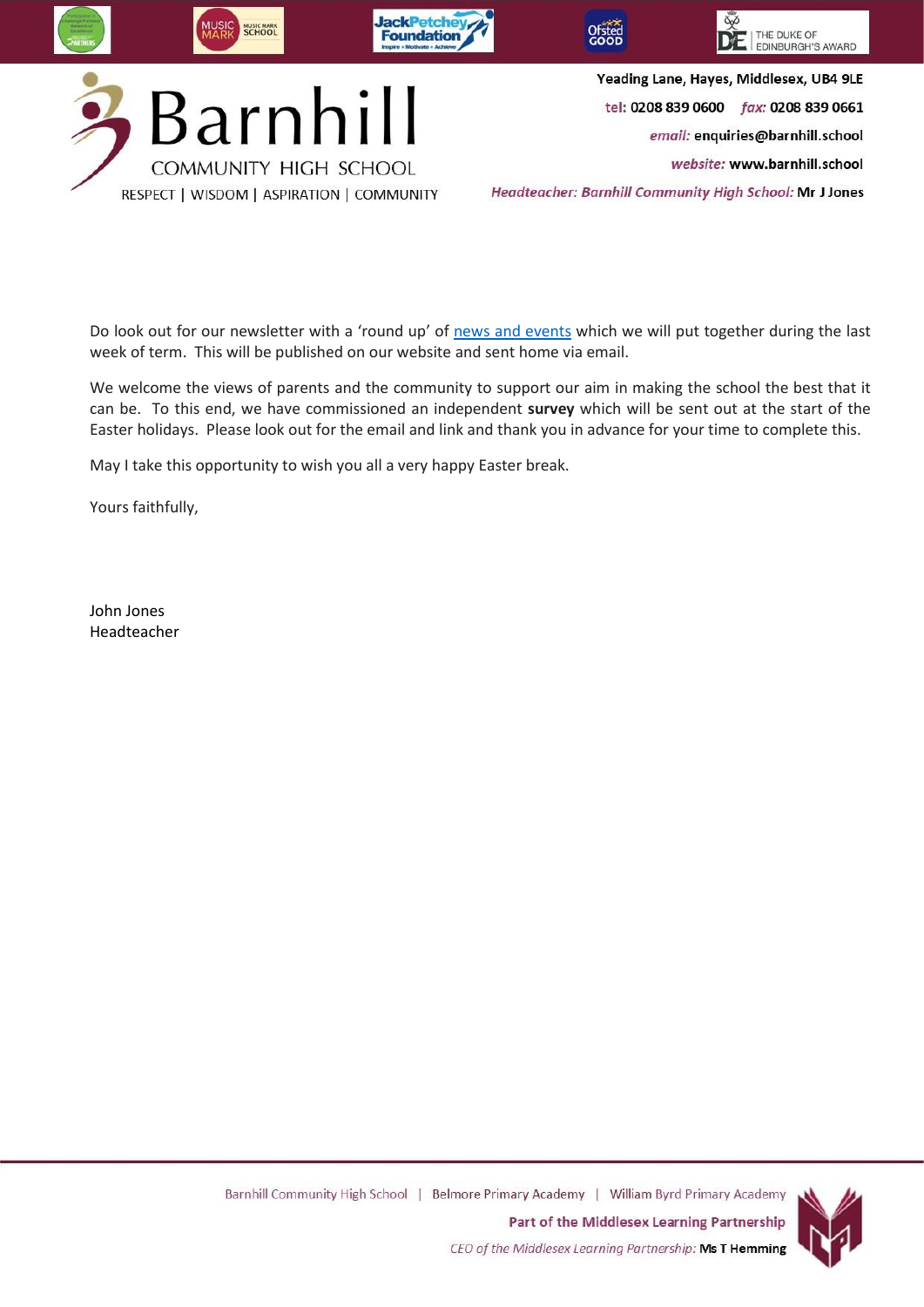Do look out for our newsletter with a 'round up' of news and events which we will put together during the last week of term. This will be published on our website and sent home via email.

We welcome the views of parents and the community to support our aim in making the school the best that it can be. To this end, we have commissioned an independent **survey** which will be sent out at the start of the Easter holidays. Please look out for the email and link and thank you in advance for your time to complete this.

May I take this opportunity to wish you all a very happy Easter break.

Yours faithfully,

John Jones
Headteacher